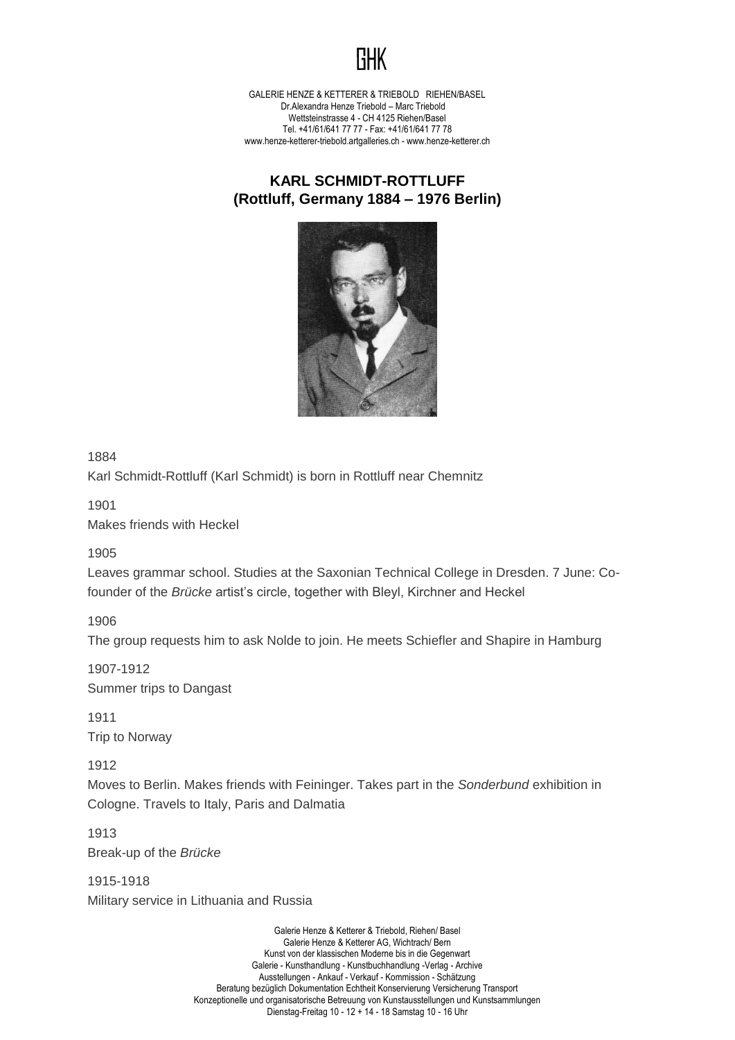GHK

GALERIE HENZE & KETTERER & TRIEBOLD RIEHEN/BASEL
Dr.Alexandra Henze Triebold – Marc Triebold
Wettsteinstrasse 4 - CH 4125 Riehen/Basel
Tel. +41/61/641 77 77 - Fax: +41/61/641 77 78
www.henze-ketterer-triebold.artgalleries.ch - www.henze-ketterer.ch

## KARL SCHMIDT-ROTTLUFF
## (Rottluff, Germany 1884 – 1976 Berlin)

1884
Karl Schmidt-Rottluff (Karl Schmidt) is born in Rottluff near Chemnitz

1901
Makes friends with Heckel

1905
Leaves grammar school. Studies at the Saxonian Technical College in Dresden. 7 June: Co-founder of the *Brücke* artist's circle, together with Bleyl, Kirchner and Heckel

1906
The group requests him to ask Nolde to join. He meets Schiefler and Shapire in Hamburg

1907-1912
Summer trips to Dangast

1911
Trip to Norway

1912
Moves to Berlin. Makes friends with Feininger. Takes part in the *Sonderbund* exhibition in Cologne. Travels to Italy, Paris and Dalmatia

1913
Break-up of the *Brücke*

1915-1918
Military service in Lithuania and Russia

Galerie Henze & Ketterer & Triebold, Riehen/ Basel
Galerie Henze & Ketterer AG, Wichtrach/ Bern
Kunst von der klassischen Moderne bis in die Gegenwart
Galerie - Kunsthandlung - Kunstbuchhandlung -Verlag - Archive
Ausstellungen - Ankauf - Verkauf - Kommission - Schätzung
Beratung bezüglich Dokumentation Echtheit Konservierung Versicherung Transport
Konzeptionelle und organisatorische Betreuung von Kunstausstellungen und Kunstsammlungen
Dienstag-Freitag 10 - 12 + 14 - 18 Samstag 10 - 16 Uhr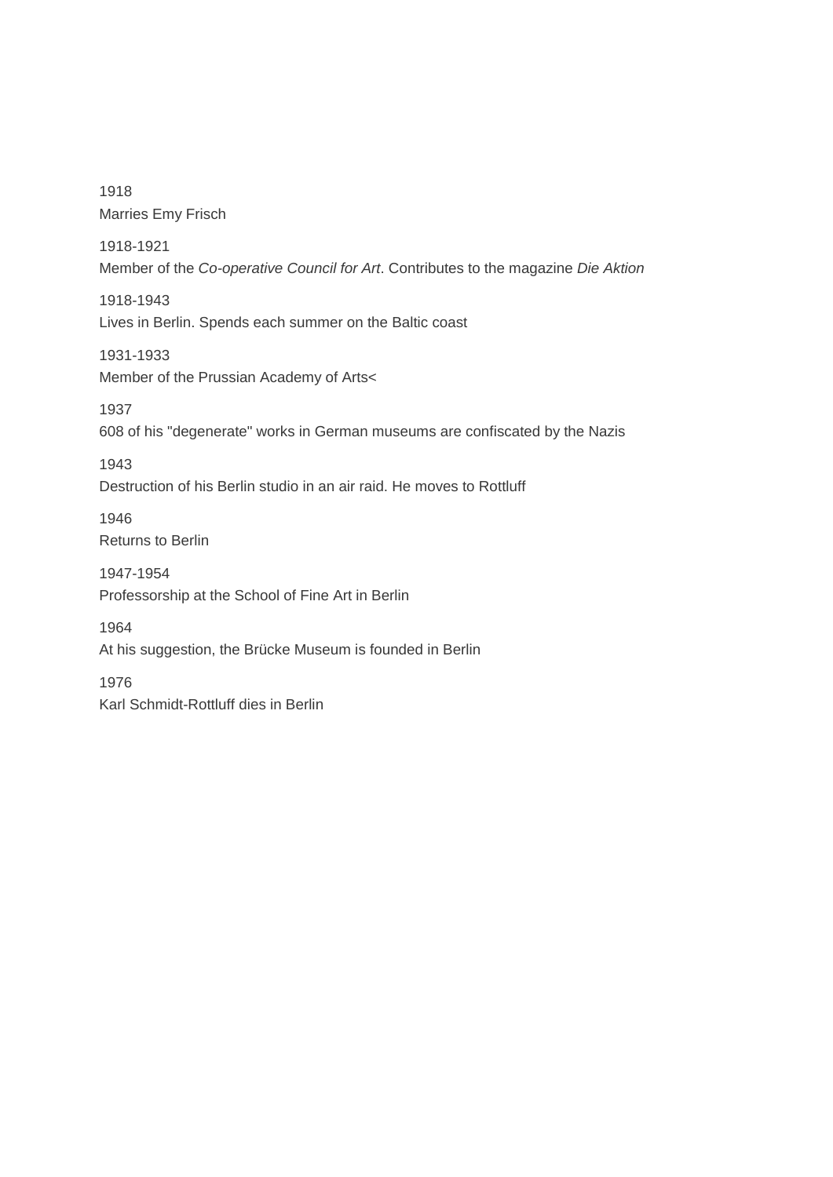1918
Marries Emy Frisch

1918-1921
Member of the *Co-operative Council for Art*. Contributes to the magazine *Die Aktion*

1918-1943
Lives in Berlin. Spends each summer on the Baltic coast

1931-1933
Member of the Prussian Academy of Arts<

1937
608 of his "degenerate" works in German museums are confiscated by the Nazis

1943
Destruction of his Berlin studio in an air raid. He moves to Rottluff

1946
Returns to Berlin

1947-1954
Professorship at the School of Fine Art in Berlin

1964
At his suggestion, the Brücke Museum is founded in Berlin

1976
Karl Schmidt-Rottluff dies in Berlin